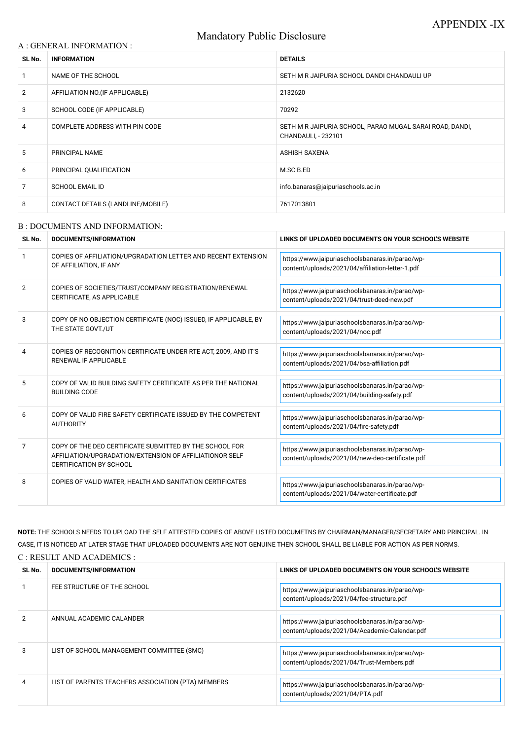APPENDIX -IX

# Mandatory Public Disclosure

## A : GENERAL INFORMATION :

| SL No. | INFORMATION | DETAILS |
|---|---|---|
| 1 | NAME OF THE SCHOOL | SETH M R JAIPURIA SCHOOL DANDI CHANDAULI UP |
| 2 | AFFILIATION NO.(IF APPLICABLE) | 2132620 |
| 3 | SCHOOL CODE (IF APPLICABLE) | 70292 |
| 4 | COMPLETE ADDRESS WITH PIN CODE | SETH M R JAIPURIA SCHOOL, PARAO MUGAL SARAI ROAD, DANDI, CHANDAULI, - 232101 |
| 5 | PRINCIPAL NAME | ASHISH SAXENA |
| 6 | PRINCIPAL QUALIFICATION | M.SC B.ED |
| 7 | SCHOOL EMAIL ID | info.banaras@jaipuriaschools.ac.in |
| 8 | CONTACT DETAILS (LANDLINE/MOBILE) | 7617013801 |

## B : DOCUMENTS AND INFORMATION:

| SL No. | DOCUMENTS/INFORMATION | LINKS OF UPLOADED DOCUMENTS ON YOUR SCHOOL'S WEBSITE |
|---|---|---|
| 1 | COPIES OF AFFILIATION/UPGRADATION LETTER AND RECENT EXTENSION OF AFFILIATION, IF ANY | https://www.jaipuriaschoolsbanaras.in/parao/wp-content/uploads/2021/04/affiliation-letter-1.pdf |
| 2 | COPIES OF SOCIETIES/TRUST/COMPANY REGISTRATION/RENEWAL CERTIFICATE, AS APPLICABLE | https://www.jaipuriaschoolsbanaras.in/parao/wp-content/uploads/2021/04/trust-deed-new.pdf |
| 3 | COPY OF NO OBJECTION CERTIFICATE (NOC) ISSUED, IF APPLICABLE, BY THE STATE GOVT./UT | https://www.jaipuriaschoolsbanaras.in/parao/wp-content/uploads/2021/04/noc.pdf |
| 4 | COPIES OF RECOGNITION CERTIFICATE UNDER RTE ACT, 2009, AND IT'S RENEWAL IF APPLICABLE | https://www.jaipuriaschoolsbanaras.in/parao/wp-content/uploads/2021/04/bsa-affiliation.pdf |
| 5 | COPY OF VALID BUILDING SAFETY CERTIFICATE AS PER THE NATIONAL BUILDING CODE | https://www.jaipuriaschoolsbanaras.in/parao/wp-content/uploads/2021/04/building-safety.pdf |
| 6 | COPY OF VALID FIRE SAFETY CERTIFICATE ISSUED BY THE COMPETENT AUTHORITY | https://www.jaipuriaschoolsbanaras.in/parao/wp-content/uploads/2021/04/fire-safety.pdf |
| 7 | COPY OF THE DEO CERTIFICATE SUBMITTED BY THE SCHOOL FOR AFFILIATION/UPGRADATION/EXTENSION OF AFFILIATIONOR SELF CERTIFICATION BY SCHOOL | https://www.jaipuriaschoolsbanaras.in/parao/wp-content/uploads/2021/04/new-deo-certificate.pdf |
| 8 | COPIES OF VALID WATER, HEALTH AND SANITATION CERTIFICATES | https://www.jaipuriaschoolsbanaras.in/parao/wp-content/uploads/2021/04/water-certificate.pdf |

**NOTE:** THE SCHOOLS NEEDS TO UPLOAD THE SELF ATTESTED COPIES OF ABOVE LISTED DOCUMETNS BY CHAIRMAN/MANAGER/SECRETARY AND PRINCIPAL. IN CASE, IT IS NOTICED AT LATER STAGE THAT UPLOADED DOCUMENTS ARE NOT GENUINE THEN SCHOOL SHALL BE LIABLE FOR ACTION AS PER NORMS.

## C : RESULT AND ACADEMICS :

| SL No. | DOCUMENTS/INFORMATION | LINKS OF UPLOADED DOCUMENTS ON YOUR SCHOOL'S WEBSITE |
|---|---|---|
| 1 | FEE STRUCTURE OF THE SCHOOL | https://www.jaipuriaschoolsbanaras.in/parao/wp-content/uploads/2021/04/fee-structure.pdf |
| 2 | ANNUAL ACADEMIC CALANDER | https://www.jaipuriaschoolsbanaras.in/parao/wp-content/uploads/2021/04/Academic-Calendar.pdf |
| 3 | LIST OF SCHOOL MANAGEMENT COMMITTEE (SMC) | https://www.jaipuriaschoolsbanaras.in/parao/wp-content/uploads/2021/04/Trust-Members.pdf |
| 4 | LIST OF PARENTS TEACHERS ASSOCIATION (PTA) MEMBERS | https://www.jaipuriaschoolsbanaras.in/parao/wp-content/uploads/2021/04/PTA.pdf |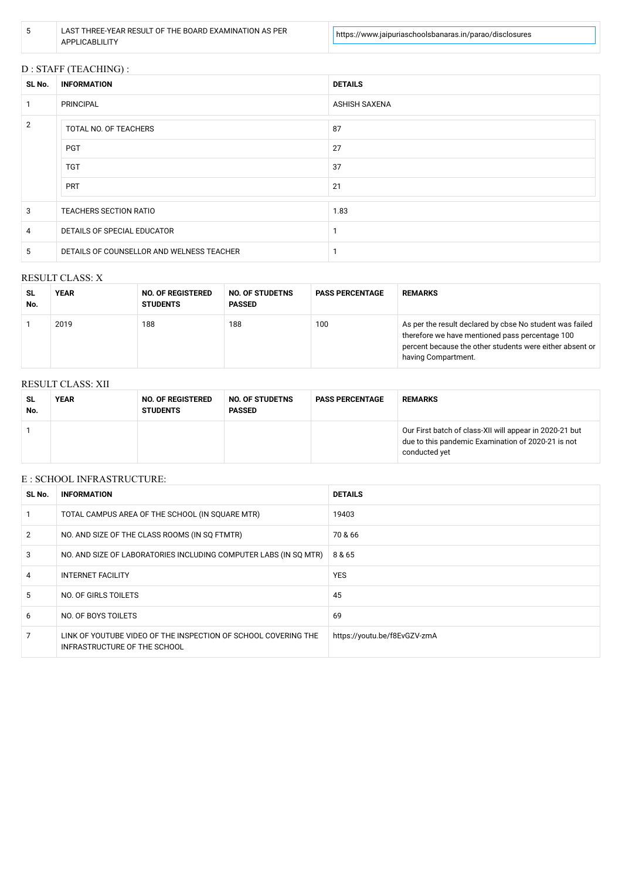| | | |
|---|---|---|
| 5 | LAST THREE-YEAR RESULT OF THE BOARD EXAMINATION AS PER APPLICABLILITY | https://www.jaipuriaschoolsbanaras.in/parao/disclosures |

## D : STAFF (TEACHING) :

| SL No. | INFORMATION | DETAILS |
|---|---|---|
| 1 | PRINCIPAL | ASHISH SAXENA |
| 2 | TOTAL NO. OF TEACHERS | 87 |
| | PGT | 27 |
| | TGT | 37 |
| | PRT | 21 |
| 3 | TEACHERS SECTION RATIO | 1.83 |
| 4 | DETAILS OF SPECIAL EDUCATOR | 1 |
| 5 | DETAILS OF COUNSELLOR AND WELNESS TEACHER | 1 |

## RESULT CLASS: X

| SL No. | YEAR | NO. OF REGISTERED STUDENTS | NO. OF STUDETNS PASSED | PASS PERCENTAGE | REMARKS |
|---|---|---|---|---|---|
| 1 | 2019 | 188 | 188 | 100 | As per the result declared by cbse No student was failed therefore we have mentioned pass percentage 100 percent because the other students were either absent or having Compartment. |

## RESULT CLASS: XII

| SL No. | YEAR | NO. OF REGISTERED STUDENTS | NO. OF STUDETNS PASSED | PASS PERCENTAGE | REMARKS |
|---|---|---|---|---|---|
| 1 | | | | | Our First batch of class-XII will appear in 2020-21 but due to this pandemic Examination of 2020-21 is not conducted yet |

## E : SCHOOL INFRASTRUCTURE:

| SL No. | INFORMATION | DETAILS |
|---|---|---|
| 1 | TOTAL CAMPUS AREA OF THE SCHOOL (IN SQUARE MTR) | 19403 |
| 2 | NO. AND SIZE OF THE CLASS ROOMS (IN SQ FTMTR) | 70 & 66 |
| 3 | NO. AND SIZE OF LABORATORIES INCLUDING COMPUTER LABS (IN SQ MTR) | 8 & 65 |
| 4 | INTERNET FACILITY | YES |
| 5 | NO. OF GIRLS TOILETS | 45 |
| 6 | NO. OF BOYS TOILETS | 69 |
| 7 | LINK OF YOUTUBE VIDEO OF THE INSPECTION OF SCHOOL COVERING THE INFRASTRUCTURE OF THE SCHOOL | https://youtu.be/f8EvGZV-zmA |